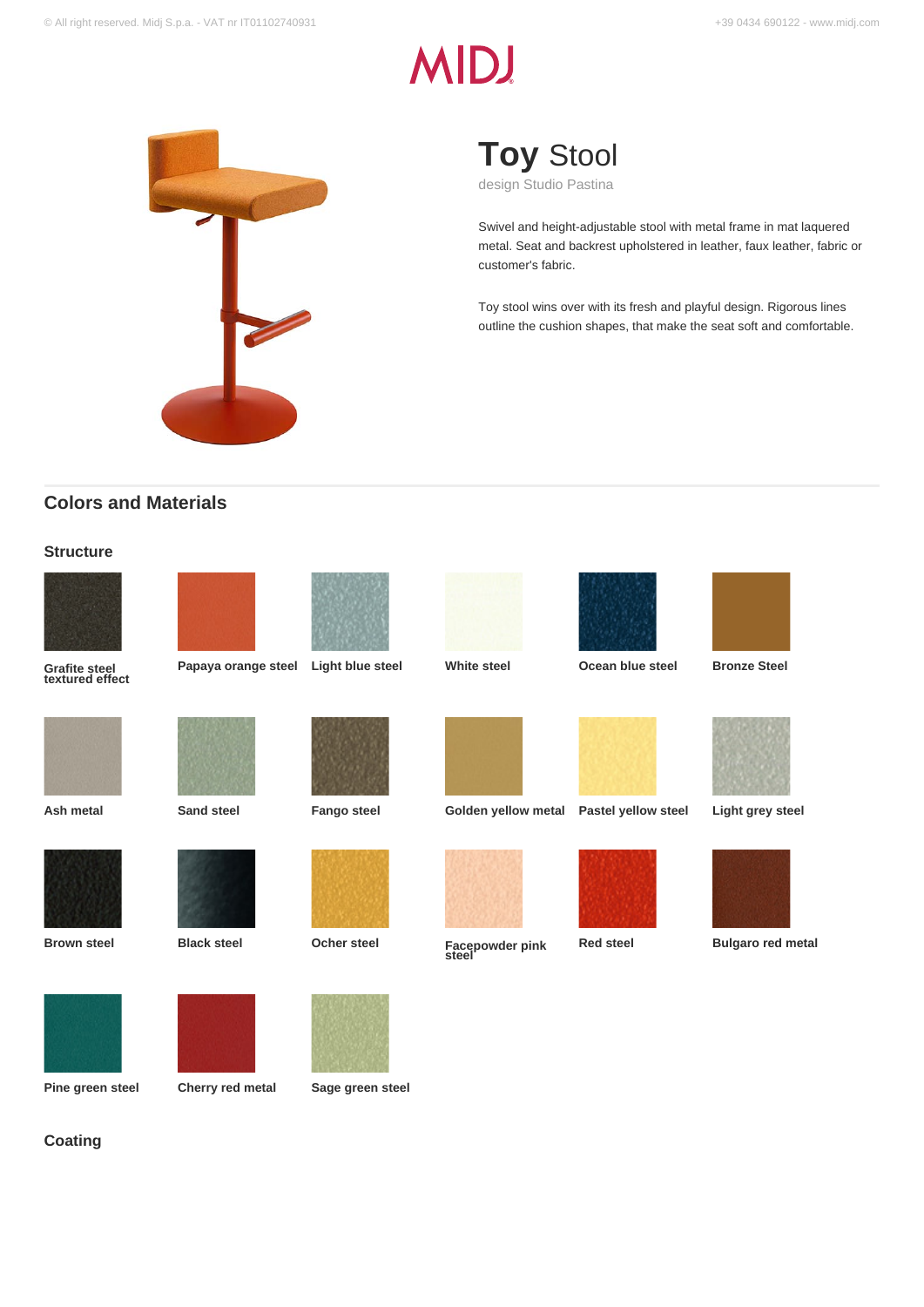# **Toy** Stool

design Studio Pastina

Swivel and height-adjustable stool with metal frame in mat laquered metal. Seat and backrest upholstered in leather, faux leather, fabric or customer's fabric.

Toy stool wins over with its fresh and playful design. Rigorous lines outline the cushion shapes, that make the seat soft and comfortable.

## Colors and Materials

### Structure

**Grafite steel textured effect**

**Papaya orange steel**

**Light blue steel**

**White steel**

**Ocean blue steel**

**Bronze Steel**

**Ash metal**

**Sand steel**

**Fango steel**

**Golden yellow metal**

**Pastel yellow steel**

**Light grey steel**

**Brown steel**

**Black steel**

**Ocher steel**

**Facepowder pink steel**

**Red steel**

**Bulgaro red metal**

**Pine green steel**

**Cherry red metal**

**Sage green steel**

### Coating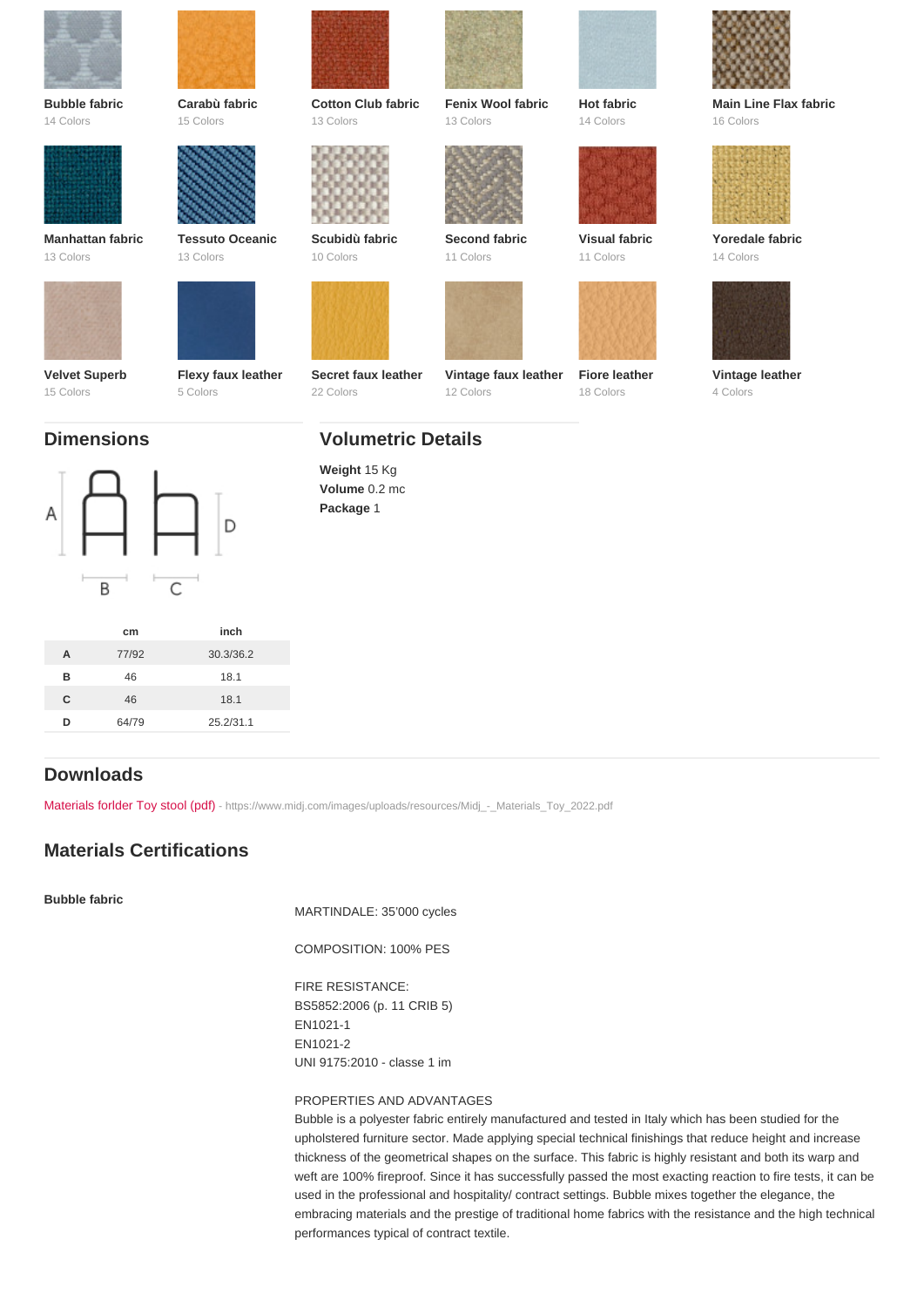**Bubble fabric**
14 Colors

**Carabù fabric**
15 Colors

**Cotton Club fabric**
13 Colors

**Fenix Wool fabric**
13 Colors

**Hot fabric**
14 Colors

**Main Line Flax fabric**
16 Colors

**Manhattan fabric**
13 Colors

**Tessuto Oceanic**
13 Colors

**Scubidù fabric**
10 Colors

**Second fabric**
11 Colors

**Visual fabric**
11 Colors

**Yoredale fabric**
14 Colors

**Velvet Superb**
15 Colors

**Flexy faux leather**
5 Colors

**Secret faux leather**
22 Colors

**Vintage faux leather**
12 Colors

**Fiore leather**
18 Colors

**Vintage leather**
4 Colors

## Dimensions

| | cm | inch |
|---|---|---|
| A | 77/92 | 30.3/36.2 |
| B | 46 | 18.1 |
| C | 46 | 18.1 |
| D | 64/79 | 25.2/31.1 |

## Volumetric Details

**Weight** 15 Kg
**Volume** 0.2 mc
**Package** 1

## Downloads

Materials forlder Toy stool (pdf) - https://www.midj.com/images/uploads/resources/Midj_-_Materials_Toy_2022.pdf

## Materials Certifications

**Bubble fabric**

MARTINDALE: 35'000 cycles

COMPOSITION: 100% PES

FIRE RESISTANCE:
BS5852:2006 (p. 11 CRIB 5)
EN1021-1
EN1021-2
UNI 9175:2010 - classe 1 im

PROPERTIES AND ADVANTAGES
Bubble is a polyester fabric entirely manufactured and tested in Italy which has been studied for the upholstered furniture sector. Made applying special technical finishings that reduce height and increase thickness of the geometrical shapes on the surface. This fabric is highly resistant and both its warp and weft are 100% fireproof. Since it has successfully passed the most exacting reaction to fire tests, it can be used in the professional and hospitality/ contract settings. Bubble mixes together the elegance, the embracing materials and the prestige of traditional home fabrics with the resistance and the high technical performances typical of contract textile.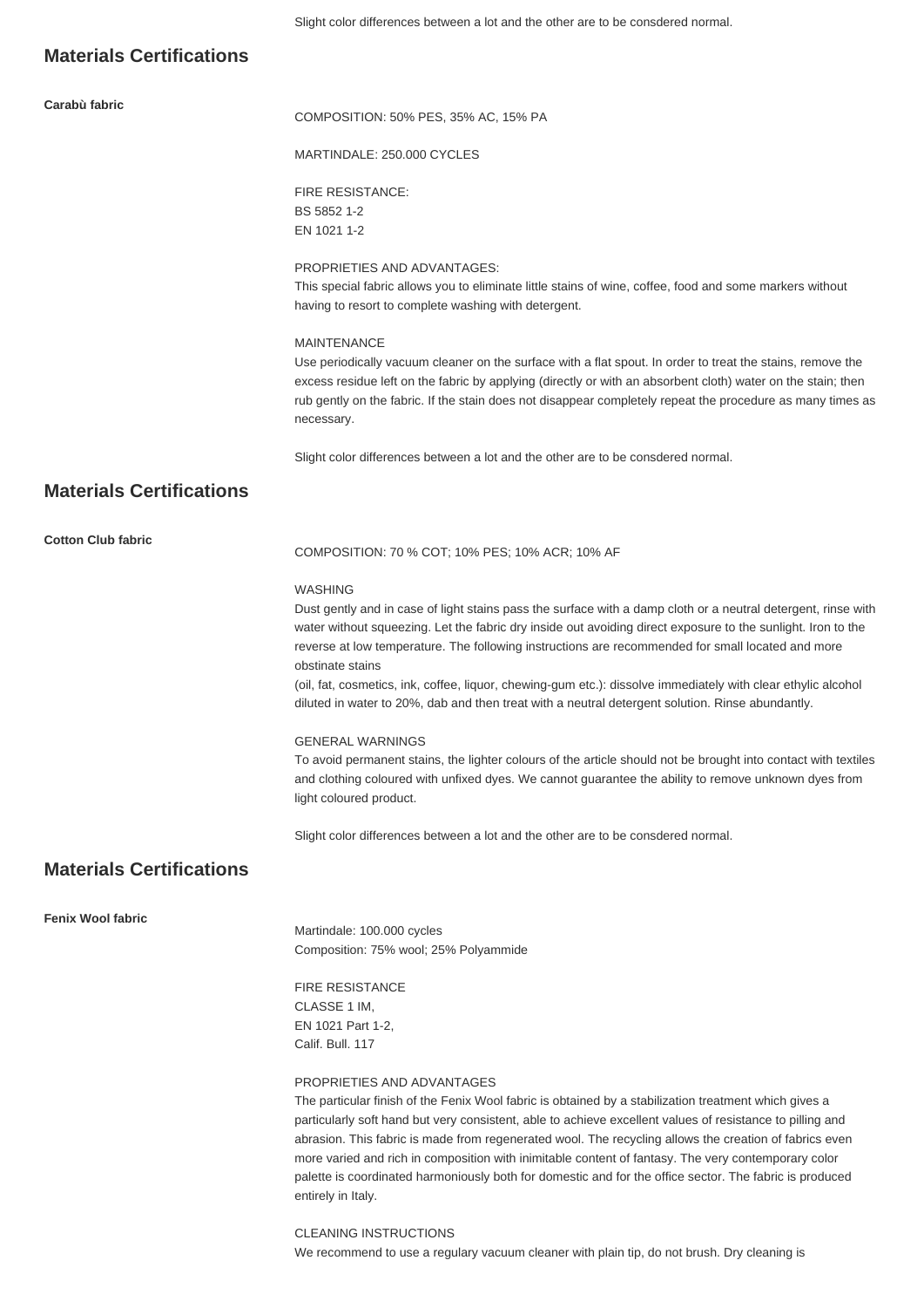Slight color differences between a lot and the other are to be consdered normal.

## Materials Certifications

**Carabù fabric**

COMPOSITION: 50% PES, 35% AC, 15% PA

MARTINDALE: 250.000 CYCLES

FIRE RESISTANCE:
BS 5852 1-2
EN 1021 1-2

PROPRIETIES AND ADVANTAGES:
This special fabric allows you to eliminate little stains of wine, coffee, food and some markers without having to resort to complete washing with detergent.

MAINTENANCE
Use periodically vacuum cleaner on the surface with a flat spout. In order to treat the stains, remove the excess residue left on the fabric by applying (directly or with an absorbent cloth) water on the stain; then rub gently on the fabric. If the stain does not disappear completely repeat the procedure as many times as necessary.

Slight color differences between a lot and the other are to be consdered normal.

## Materials Certifications

**Cotton Club fabric**

COMPOSITION: 70 % COT; 10% PES; 10% ACR; 10% AF

WASHING
Dust gently and in case of light stains pass the surface with a damp cloth or a neutral detergent, rinse with water without squeezing. Let the fabric dry inside out avoiding direct exposure to the sunlight. Iron to the reverse at low temperature. The following instructions are recommended for small located and more obstinate stains
(oil, fat, cosmetics, ink, coffee, liquor, chewing-gum etc.): dissolve immediately with clear ethylic alcohol diluted in water to 20%, dab and then treat with a neutral detergent solution. Rinse abundantly.

GENERAL WARNINGS
To avoid permanent stains, the lighter colours of the article should not be brought into contact with textiles and clothing coloured with unfixed dyes. We cannot guarantee the ability to remove unknown dyes from light coloured product.

Slight color differences between a lot and the other are to be consdered normal.

## Materials Certifications

**Fenix Wool fabric**

Martindale: 100.000 cycles
Composition: 75% wool; 25% Polyammide

FIRE RESISTANCE
CLASSE 1 IM,
EN 1021 Part 1-2,
Calif. Bull. 117

PROPRIETIES AND ADVANTAGES
The particular finish of the Fenix Wool fabric is obtained by a stabilization treatment which gives a particularly soft hand but very consistent, able to achieve excellent values of resistance to pilling and abrasion. This fabric is made from regenerated wool. The recycling allows the creation of fabrics even more varied and rich in composition with inimitable content of fantasy. The very contemporary color palette is coordinated harmoniously both for domestic and for the office sector. The fabric is produced entirely in Italy.

CLEANING INSTRUCTIONS
We recommend to use a regulary vacuum cleaner with plain tip, do not brush. Dry cleaning is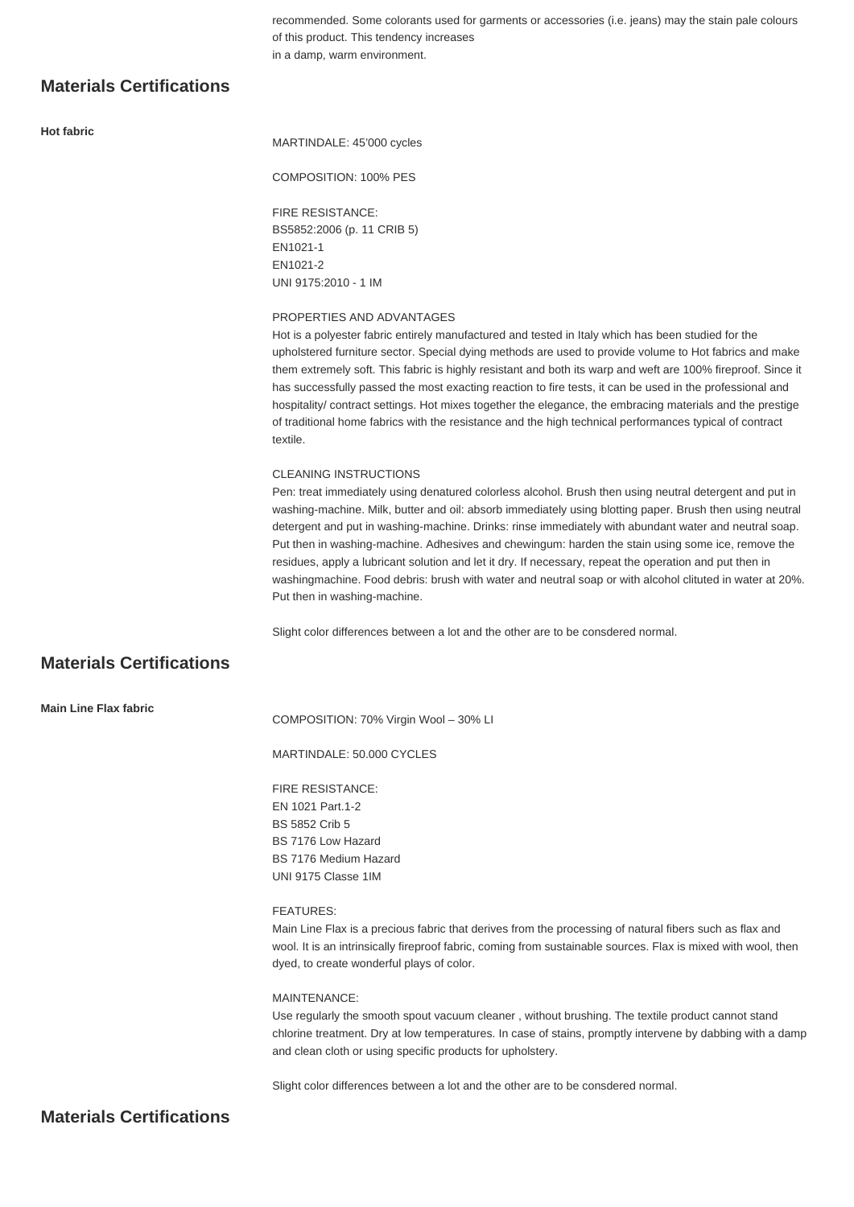recommended. Some colorants used for garments or accessories (i.e. jeans) may the stain pale colours of this product. This tendency increases
in a damp, warm environment.

## Materials Certifications

**Hot fabric**

MARTINDALE: 45'000 cycles

COMPOSITION: 100% PES

FIRE RESISTANCE:
BS5852:2006 (p. 11 CRIB 5)
EN1021-1
EN1021-2
UNI 9175:2010 - 1 IM

PROPERTIES AND ADVANTAGES
Hot is a polyester fabric entirely manufactured and tested in Italy which has been studied for the upholstered furniture sector. Special dying methods are used to provide volume to Hot fabrics and make them extremely soft. This fabric is highly resistant and both its warp and weft are 100% fireproof. Since it has successfully passed the most exacting reaction to fire tests, it can be used in the professional and hospitality/ contract settings. Hot mixes together the elegance, the embracing materials and the prestige of traditional home fabrics with the resistance and the high technical performances typical of contract textile.

CLEANING INSTRUCTIONS
Pen: treat immediately using denatured colorless alcohol. Brush then using neutral detergent and put in washing-machine. Milk, butter and oil: absorb immediately using blotting paper. Brush then using neutral detergent and put in washing-machine. Drinks: rinse immediately with abundant water and neutral soap. Put then in washing-machine. Adhesives and chewingum: harden the stain using some ice, remove the residues, apply a lubricant solution and let it dry. If necessary, repeat the operation and put then in washingmachine. Food debris: brush with water and neutral soap or with alcohol clituted in water at 20%. Put then in washing-machine.

Slight color differences between a lot and the other are to be consdered normal.

## Materials Certifications

**Main Line Flax fabric**

COMPOSITION: 70% Virgin Wool – 30% LI

MARTINDALE: 50.000 CYCLES

FIRE RESISTANCE:
EN 1021 Part.1-2
BS 5852 Crib 5
BS 7176 Low Hazard
BS 7176 Medium Hazard
UNI 9175 Classe 1IM

FEATURES:
Main Line Flax is a precious fabric that derives from the processing of natural fibers such as flax and wool. It is an intrinsically fireproof fabric, coming from sustainable sources. Flax is mixed with wool, then dyed, to create wonderful plays of color.

MAINTENANCE:
Use regularly the smooth spout vacuum cleaner , without brushing. The textile product cannot stand chlorine treatment. Dry at low temperatures. In case of stains, promptly intervene by dabbing with a damp and clean cloth or using specific products for upholstery.

Slight color differences between a lot and the other are to be consdered normal.

## Materials Certifications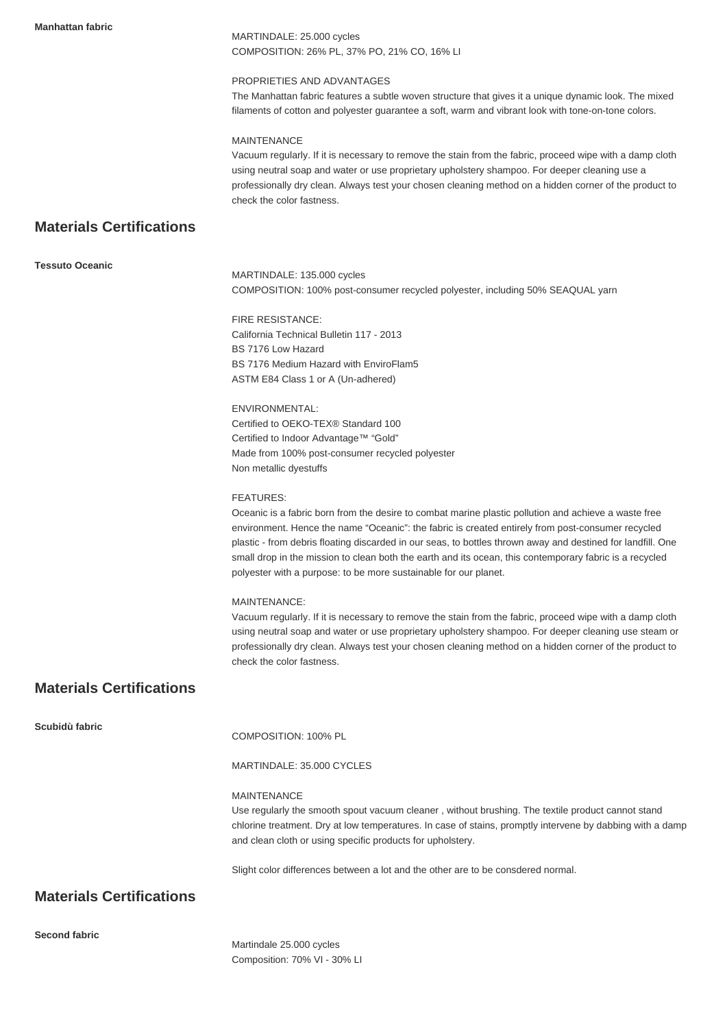**Manhattan fabric**

MARTINDALE: 25.000 cycles
COMPOSITION: 26% PL, 37% PO, 21% CO, 16% LI

PROPRIETIES AND ADVANTAGES
The Manhattan fabric features a subtle woven structure that gives it a unique dynamic look. The mixed filaments of cotton and polyester guarantee a soft, warm and vibrant look with tone-on-tone colors.

MAINTENANCE
Vacuum regularly. If it is necessary to remove the stain from the fabric, proceed wipe with a damp cloth using neutral soap and water or use proprietary upholstery shampoo. For deeper cleaning use a professionally dry clean. Always test your chosen cleaning method on a hidden corner of the product to check the color fastness.

## Materials Certifications

**Tessuto Oceanic**

MARTINDALE: 135.000 cycles
COMPOSITION: 100% post-consumer recycled polyester, including 50% SEAQUAL yarn

FIRE RESISTANCE:
California Technical Bulletin 117 - 2013
BS 7176 Low Hazard
BS 7176 Medium Hazard with EnviroFlam5
ASTM E84 Class 1 or A (Un-adhered)

ENVIRONMENTAL:
Certified to OEKO-TEX® Standard 100
Certified to Indoor Advantage™ "Gold"
Made from 100% post-consumer recycled polyester
Non metallic dyestuffs

FEATURES:
Oceanic is a fabric born from the desire to combat marine plastic pollution and achieve a waste free environment. Hence the name "Oceanic": the fabric is created entirely from post-consumer recycled plastic - from debris floating discarded in our seas, to bottles thrown away and destined for landfill. One small drop in the mission to clean both the earth and its ocean, this contemporary fabric is a recycled polyester with a purpose: to be more sustainable for our planet.

MAINTENANCE:
Vacuum regularly. If it is necessary to remove the stain from the fabric, proceed wipe with a damp cloth using neutral soap and water or use proprietary upholstery shampoo. For deeper cleaning use steam or professionally dry clean. Always test your chosen cleaning method on a hidden corner of the product to check the color fastness.

## Materials Certifications

**Scubidù fabric**

COMPOSITION: 100% PL

MARTINDALE: 35.000 CYCLES

MAINTENANCE
Use regularly the smooth spout vacuum cleaner , without brushing. The textile product cannot stand chlorine treatment. Dry at low temperatures. In case of stains, promptly intervene by dabbing with a damp and clean cloth or using specific products for upholstery.

Slight color differences between a lot and the other are to be consdered normal.

## Materials Certifications

**Second fabric**

Martindale 25.000 cycles
Composition: 70% VI - 30% LI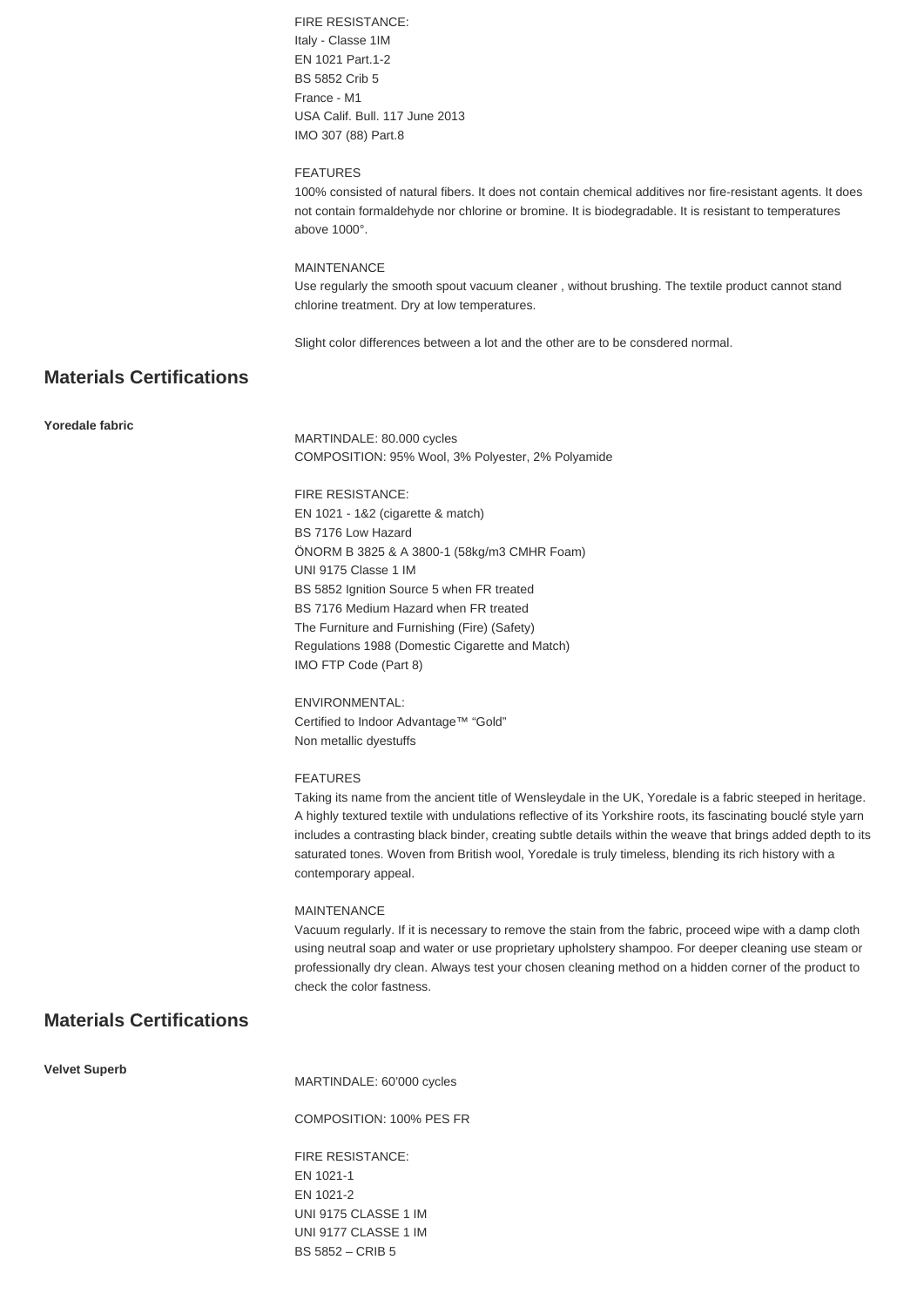FIRE RESISTANCE:
Italy - Classe 1IM
EN 1021 Part.1-2
BS 5852 Crib 5
France - M1
USA Calif. Bull. 117 June 2013
IMO 307 (88) Part.8

FEATURES
100% consisted of natural fibers. It does not contain chemical additives nor fire-resistant agents. It does not contain formaldehyde nor chlorine or bromine. It is biodegradable. It is resistant to temperatures above 1000°.

MAINTENANCE
Use regularly the smooth spout vacuum cleaner , without brushing. The textile product cannot stand chlorine treatment. Dry at low temperatures.

Slight color differences between a lot and the other are to be consdered normal.

## Materials Certifications

**Yoredale fabric**

MARTINDALE: 80.000 cycles
COMPOSITION: 95% Wool, 3% Polyester, 2% Polyamide

FIRE RESISTANCE:
EN 1021 - 1&2 (cigarette & match)
BS 7176 Low Hazard
ÖNORM B 3825 & A 3800-1 (58kg/m3 CMHR Foam)
UNI 9175 Classe 1 IM
BS 5852 Ignition Source 5 when FR treated
BS 7176 Medium Hazard when FR treated
The Furniture and Furnishing (Fire) (Safety)
Regulations 1988 (Domestic Cigarette and Match)
IMO FTP Code (Part 8)

ENVIRONMENTAL:
Certified to Indoor Advantage™ "Gold"
Non metallic dyestuffs

FEATURES
Taking its name from the ancient title of Wensleydale in the UK, Yoredale is a fabric steeped in heritage. A highly textured textile with undulations reflective of its Yorkshire roots, its fascinating bouclé style yarn includes a contrasting black binder, creating subtle details within the weave that brings added depth to its saturated tones. Woven from British wool, Yoredale is truly timeless, blending its rich history with a contemporary appeal.

MAINTENANCE
Vacuum regularly. If it is necessary to remove the stain from the fabric, proceed wipe with a damp cloth using neutral soap and water or use proprietary upholstery shampoo. For deeper cleaning use steam or professionally dry clean. Always test your chosen cleaning method on a hidden corner of the product to check the color fastness.

## Materials Certifications

**Velvet Superb**

MARTINDALE: 60'000 cycles

COMPOSITION: 100% PES FR

FIRE RESISTANCE:
EN 1021-1
EN 1021-2
UNI 9175 CLASSE 1 IM
UNI 9177 CLASSE 1 IM
BS 5852 – CRIB 5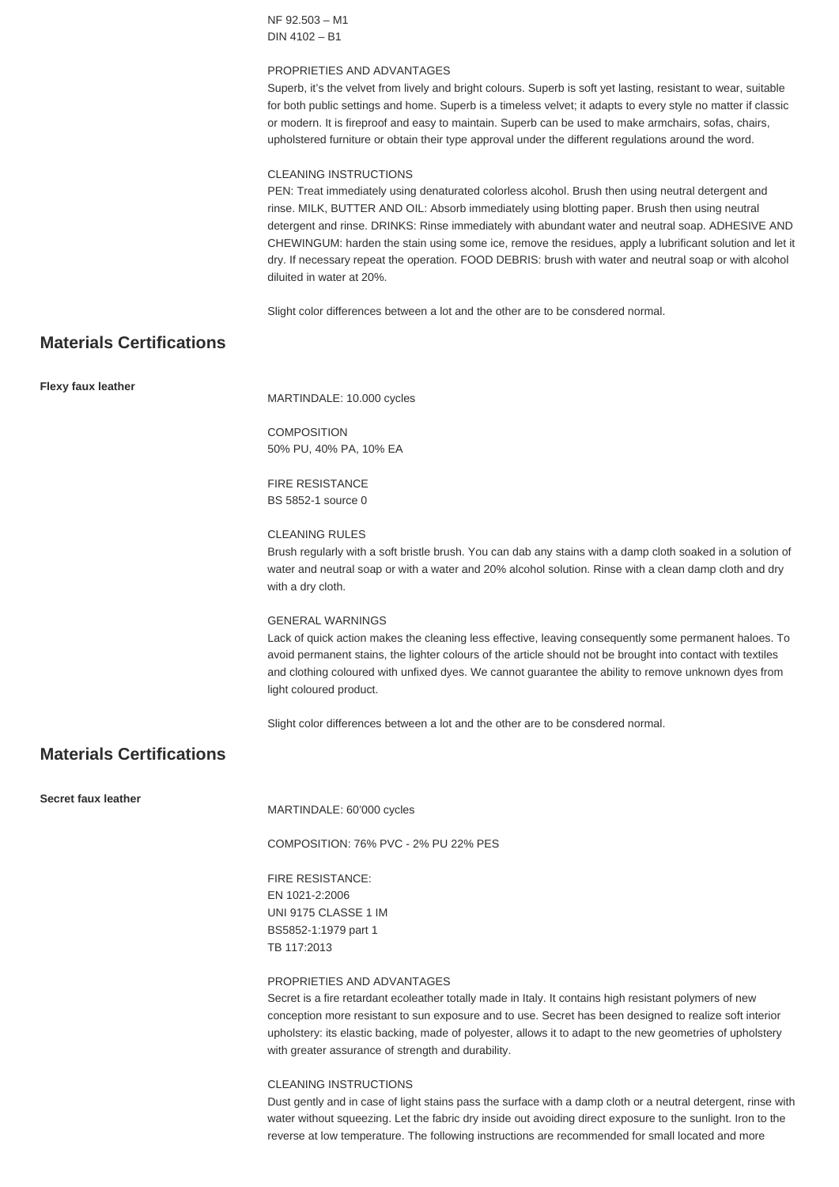NF 92.503 – M1
DIN 4102 – B1

PROPRIETIES AND ADVANTAGES
Superb, it's the velvet from lively and bright colours. Superb is soft yet lasting, resistant to wear, suitable for both public settings and home. Superb is a timeless velvet; it adapts to every style no matter if classic or modern. It is fireproof and easy to maintain. Superb can be used to make armchairs, sofas, chairs, upholstered furniture or obtain their type approval under the different regulations around the word.

CLEANING INSTRUCTIONS
PEN: Treat immediately using denaturated colorless alcohol. Brush then using neutral detergent and rinse. MILK, BUTTER AND OIL: Absorb immediately using blotting paper. Brush then using neutral detergent and rinse. DRINKS: Rinse immediately with abundant water and neutral soap. ADHESIVE AND CHEWINGUM: harden the stain using some ice, remove the residues, apply a lubrificant solution and let it dry. If necessary repeat the operation. FOOD DEBRIS: brush with water and neutral soap or with alcohol diluited in water at 20%.

Slight color differences between a lot and the other are to be consdered normal.

## Materials Certifications

**Flexy faux leather**

MARTINDALE: 10.000 cycles

COMPOSITION
50% PU, 40% PA, 10% EA

FIRE RESISTANCE
BS 5852-1 source 0

CLEANING RULES
Brush regularly with a soft bristle brush. You can dab any stains with a damp cloth soaked in a solution of water and neutral soap or with a water and 20% alcohol solution. Rinse with a clean damp cloth and dry with a dry cloth.

GENERAL WARNINGS
Lack of quick action makes the cleaning less effective, leaving consequently some permanent haloes. To avoid permanent stains, the lighter colours of the article should not be brought into contact with textiles and clothing coloured with unfixed dyes. We cannot guarantee the ability to remove unknown dyes from light coloured product.

Slight color differences between a lot and the other are to be consdered normal.

## Materials Certifications

**Secret faux leather**

MARTINDALE: 60'000 cycles

COMPOSITION: 76% PVC - 2% PU 22% PES

FIRE RESISTANCE:
EN 1021-2:2006
UNI 9175 CLASSE 1 IM
BS5852-1:1979 part 1
TB 117:2013

PROPRIETIES AND ADVANTAGES
Secret is a fire retardant ecoleather totally made in Italy. It contains high resistant polymers of new conception more resistant to sun exposure and to use. Secret has been designed to realize soft interior upholstery: its elastic backing, made of polyester, allows it to adapt to the new geometries of upholstery with greater assurance of strength and durability.

CLEANING INSTRUCTIONS
Dust gently and in case of light stains pass the surface with a damp cloth or a neutral detergent, rinse with water without squeezing. Let the fabric dry inside out avoiding direct exposure to the sunlight. Iron to the reverse at low temperature. The following instructions are recommended for small located and more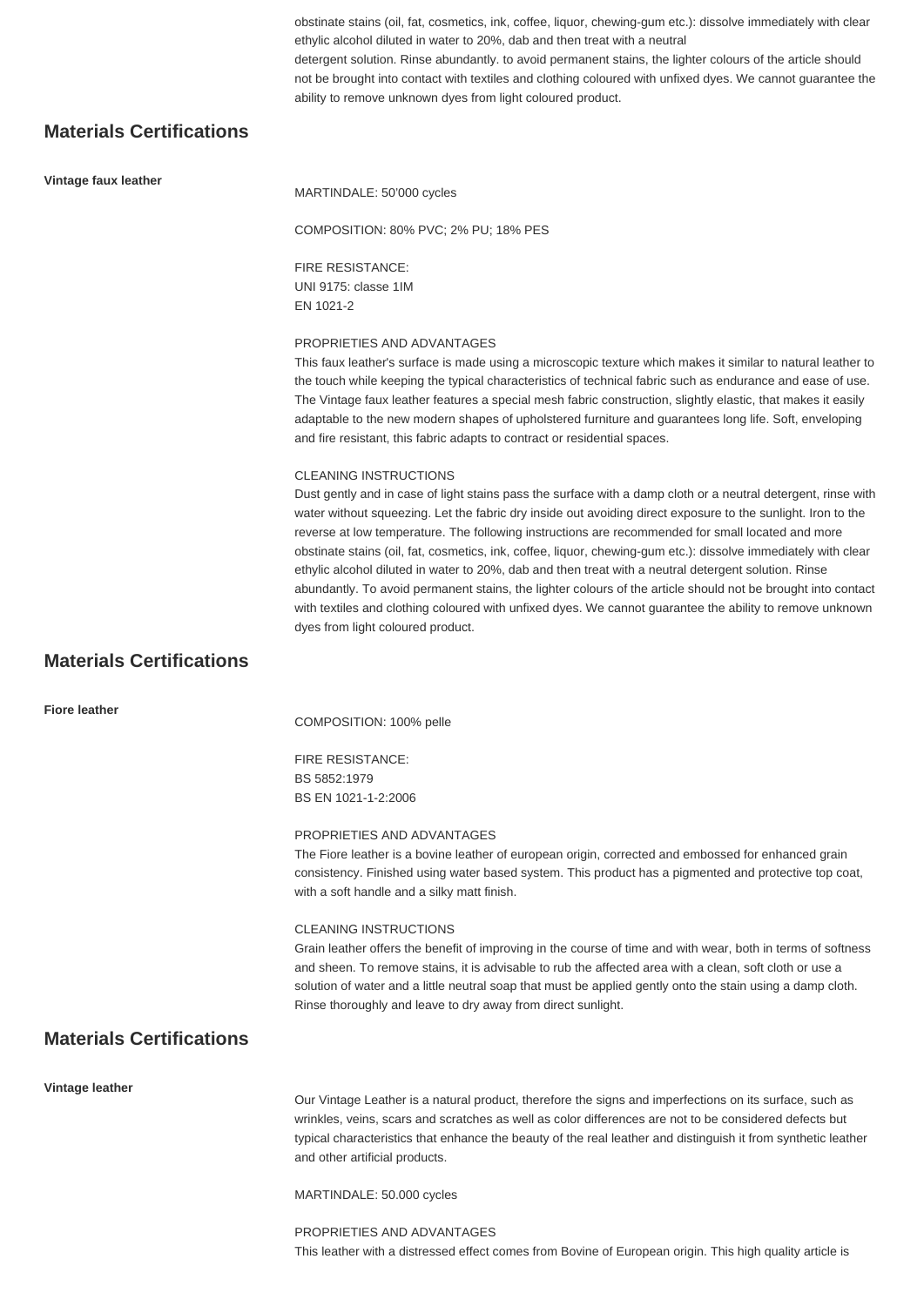obstinate stains (oil, fat, cosmetics, ink, coffee, liquor, chewing-gum etc.): dissolve immediately with clear ethylic alcohol diluted in water to 20%, dab and then treat with a neutral
detergent solution. Rinse abundantly. to avoid permanent stains, the lighter colours of the article should not be brought into contact with textiles and clothing coloured with unfixed dyes. We cannot guarantee the ability to remove unknown dyes from light coloured product.

## Materials Certifications

**Vintage faux leather**

MARTINDALE: 50'000 cycles

COMPOSITION: 80% PVC; 2% PU; 18% PES

FIRE RESISTANCE:
UNI 9175: classe 1IM
EN 1021-2

PROPRIETIES AND ADVANTAGES
This faux leather's surface is made using a microscopic texture which makes it similar to natural leather to the touch while keeping the typical characteristics of technical fabric such as endurance and ease of use. The Vintage faux leather features a special mesh fabric construction, slightly elastic, that makes it easily adaptable to the new modern shapes of upholstered furniture and guarantees long life. Soft, enveloping and fire resistant, this fabric adapts to contract or residential spaces.

CLEANING INSTRUCTIONS
Dust gently and in case of light stains pass the surface with a damp cloth or a neutral detergent, rinse with water without squeezing. Let the fabric dry inside out avoiding direct exposure to the sunlight. Iron to the reverse at low temperature. The following instructions are recommended for small located and more obstinate stains (oil, fat, cosmetics, ink, coffee, liquor, chewing-gum etc.): dissolve immediately with clear ethylic alcohol diluted in water to 20%, dab and then treat with a neutral detergent solution. Rinse abundantly. To avoid permanent stains, the lighter colours of the article should not be brought into contact with textiles and clothing coloured with unfixed dyes. We cannot guarantee the ability to remove unknown dyes from light coloured product.

## Materials Certifications

**Fiore leather**

COMPOSITION: 100% pelle

FIRE RESISTANCE:
BS 5852:1979
BS EN 1021-1-2:2006

PROPRIETIES AND ADVANTAGES
The Fiore leather is a bovine leather of european origin, corrected and embossed for enhanced grain consistency. Finished using water based system. This product has a pigmented and protective top coat, with a soft handle and a silky matt finish.

CLEANING INSTRUCTIONS
Grain leather offers the benefit of improving in the course of time and with wear, both in terms of softness and sheen. To remove stains, it is advisable to rub the affected area with a clean, soft cloth or use a solution of water and a little neutral soap that must be applied gently onto the stain using a damp cloth. Rinse thoroughly and leave to dry away from direct sunlight.

## Materials Certifications

**Vintage leather**

Our Vintage Leather is a natural product, therefore the signs and imperfections on its surface, such as wrinkles, veins, scars and scratches as well as color differences are not to be considered defects but typical characteristics that enhance the beauty of the real leather and distinguish it from synthetic leather and other artificial products.

MARTINDALE: 50.000 cycles

PROPRIETIES AND ADVANTAGES
This leather with a distressed effect comes from Bovine of European origin. This high quality article is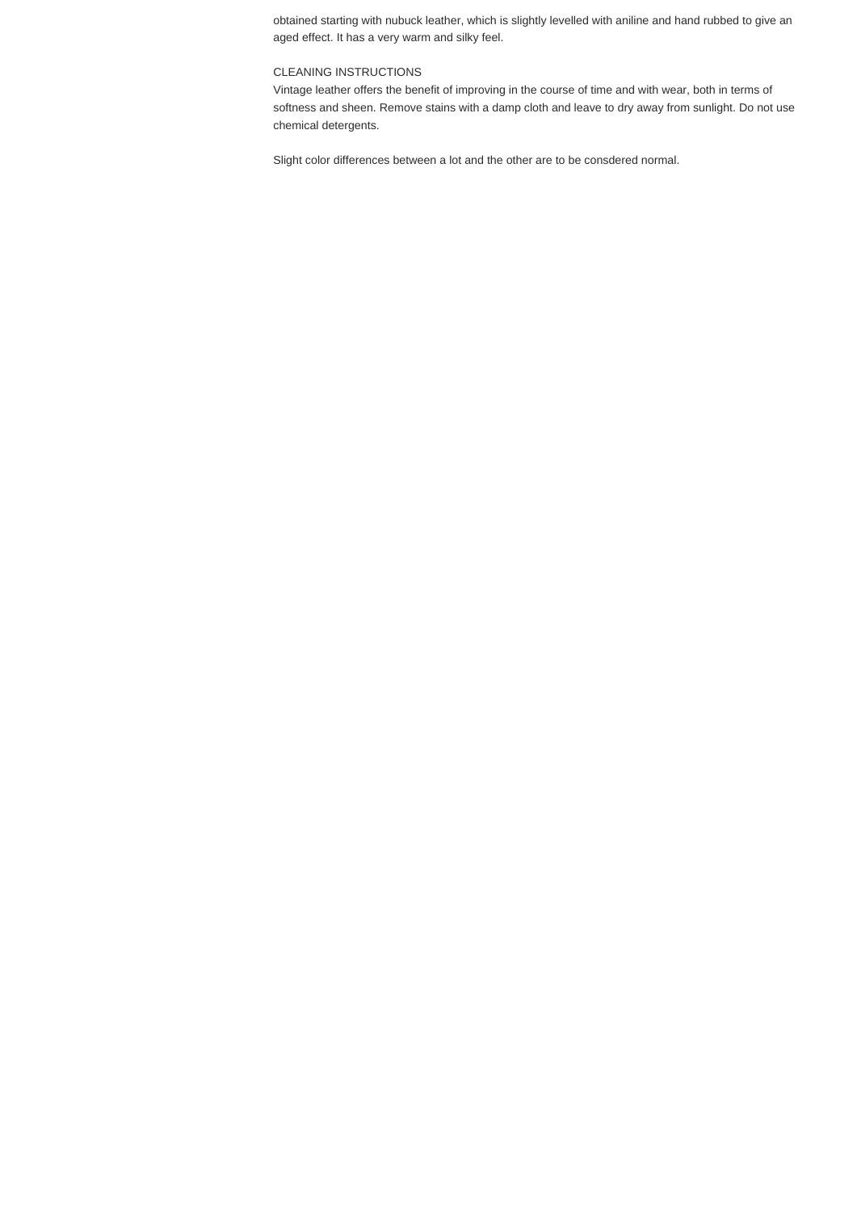obtained starting with nubuck leather, which is slightly levelled with aniline and hand rubbed to give an aged effect. It has a very warm and silky feel.

CLEANING INSTRUCTIONS

Vintage leather offers the benefit of improving in the course of time and with wear, both in terms of softness and sheen. Remove stains with a damp cloth and leave to dry away from sunlight. Do not use chemical detergents.

Slight color differences between a lot and the other are to be consdered normal.